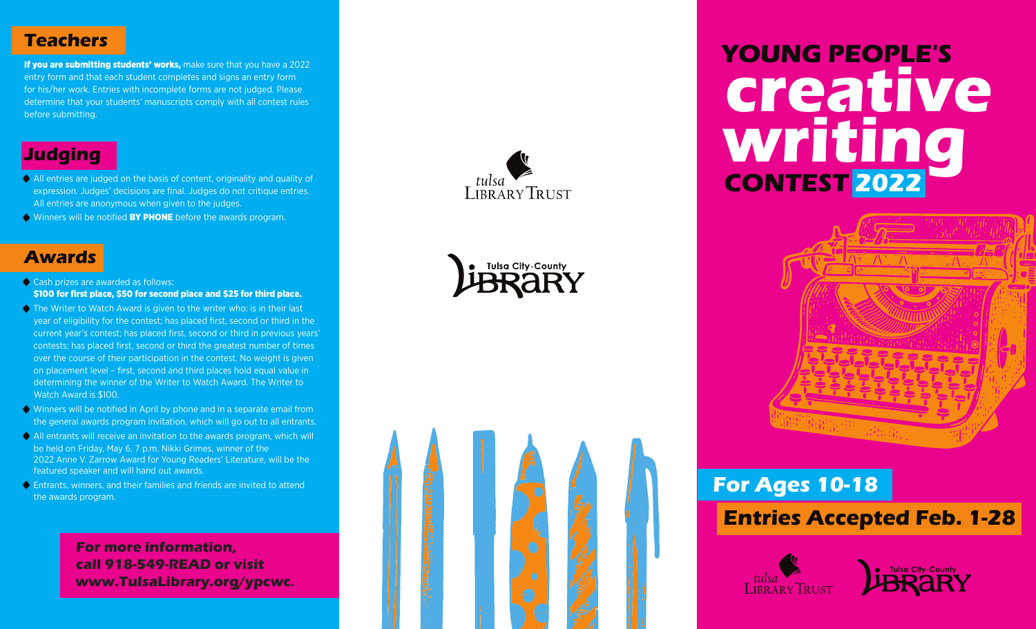## Teachers

**If you are submitting students' works,** make sure that you have a 2022 entry form and that each student completes and signs an entry form for his/her work. Entries with incomplete forms are not judged. Please determine that your students' manuscripts comply with all contest rules before submitting.

## Judging

- All entries are judged on the basis of content, originality and quality of expression. Judges' decisions are final. Judges do not critique entries. All entries are anonymous when given to the judges.
- Winners will be notified **BY PHONE** before the awards program.

## Awards

- Cash prizes are awarded as follows:
  **$100 for first place, $50 for second place and $25 for third place.**
- The Writer to Watch Award is given to the writer who: is in their last year of eligibility for the contest; has placed first, second or third in the current year's contest; has placed first, second or third in previous years' contests; has placed first, second or third the greatest number of times over the course of their participation in the contest. No weight is given on placement level – first, second and third places hold equal value in determining the winner of the Writer to Watch Award. The Writer to Watch Award is $100.
- Winners will be notified in April by phone and in a separate email from the general awards program invitation, which will go out to all entrants.
- All entrants will receive an invitation to the awards program, which will be held on Friday, May 6, 7 p.m. Nikki Grimes, winner of the 2022 Anne V. Zarrow Award for Young Readers' Literature, will be the featured speaker and will hand out awards.
- Entrants, winners, and their families and friends are invited to attend the awards program.

**For more information, call 918-549-READ or visit www.TulsaLibrary.org/ypcwc.**

tulsa Library Trust

Tulsa City-County Library

# YOUNG PEOPLE'S creative writing CONTEST 2022

## For Ages 10-18

## Entries Accepted Feb. 1-28

tulsa Library Trust

Tulsa City-County Library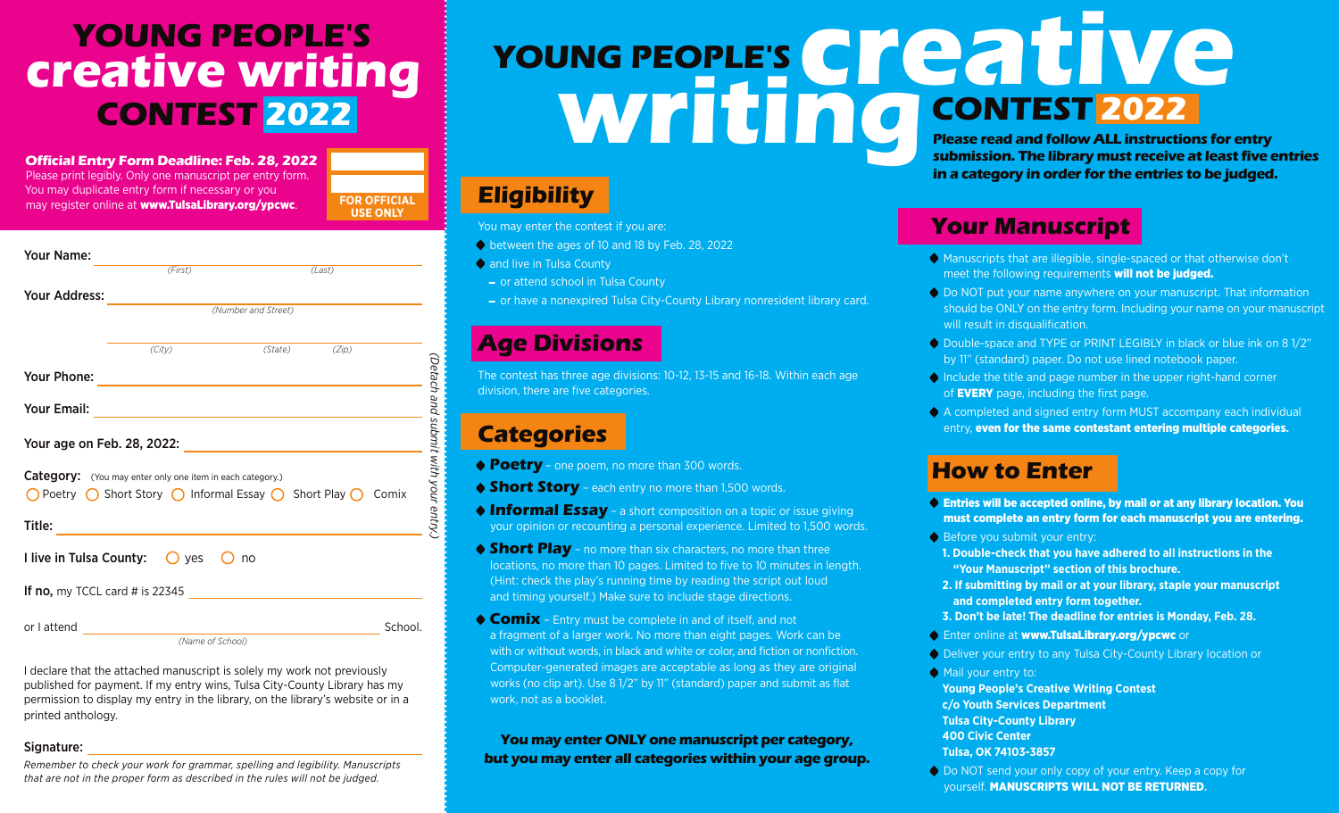# YOUNG PEOPLE'S creative writing CONTEST 2022

**Official Entry Form Deadline: Feb. 28, 2022**
Please print legibly. Only one manuscript per entry form. You may duplicate entry form if necessary or you may register online at **www.TulsaLibrary.org/ypcwc**.

FOR OFFICIAL USE ONLY

Your Name: ______________________
*(First)* *(Last)*

Your Address: ______________________
*(Number and Street)*

______________________
*(City)* *(State)* *(Zip)*

Your Phone: ______________________

Your Email: ______________________

Your age on Feb. 28, 2022: ______________________

Category: (You may enter only one item in each category.)
◯ Poetry ◯ Short Story ◯ Informal Essay ◯ Short Play ◯ Comix

Title: ______________________

I live in Tulsa County: ◯ yes ◯ no

**If no,** my TCCL card # is 22345 ______________________

or I attend ______________________ School.
*(Name of School)*

I declare that the attached manuscript is solely my work not previously published for payment. If my entry wins, Tulsa City-County Library has my permission to display my entry in the library, on the library's website or in a printed anthology.

Signature: ______________________

*Remember to check your work for grammar, spelling and legibility. Manuscripts that are not in the proper form as described in the rules will not be judged.*

*(Detach and submit with your entry.)*

# YOUNG PEOPLE'S creative writing CONTEST 2022

**Please read and follow ALL instructions for entry submission. The library must receive at least five entries in a category in order for the entries to be judged.**

## Eligibility

You may enter the contest if you are:

- between the ages of 10 and 18 by Feb. 28, 2022
- and live in Tulsa County
  - or attend school in Tulsa County
  - or have a nonexpired Tulsa City-County Library nonresident library card.

## Age Divisions

The contest has three age divisions: 10-12, 13-15 and 16-18. Within each age division, there are five categories.

## Categories

- **Poetry** – one poem, no more than 300 words.
- **Short Story** – each entry no more than 1,500 words.
- **Informal Essay** – a short composition on a topic or issue giving your opinion or recounting a personal experience. Limited to 1,500 words.
- **Short Play** – no more than six characters, no more than three locations, no more than 10 pages. Limited to five to 10 minutes in length. (Hint: check the play's running time by reading the script out loud and timing yourself.) Make sure to include stage directions.
- **Comix** – Entry must be complete in and of itself, and not a fragment of a larger work. No more than eight pages. Work can be with or without words, in black and white or color, and fiction or nonfiction. Computer-generated images are acceptable as long as they are original works (no clip art). Use 8 1/2" by 11" (standard) paper and submit as flat work, not as a booklet.

***You may enter ONLY one manuscript per category, but you may enter all categories within your age group.***

## Your Manuscript

- Manuscripts that are illegible, single-spaced or that otherwise don't meet the following requirements **will not be judged.**
- Do NOT put your name anywhere on your manuscript. That information should be ONLY on the entry form. Including your name on your manuscript will result in disqualification.
- Double-space and TYPE or PRINT LEGIBLY in black or blue ink on 8 1/2" by 11" (standard) paper. Do not use lined notebook paper.
- Include the title and page number in the upper right-hand corner of **EVERY** page, including the first page.
- A completed and signed entry form MUST accompany each individual entry, **even for the same contestant entering multiple categories.**

## How to Enter

- **Entries will be accepted online, by mail or at any library location. You must complete an entry form for each manuscript you are entering.**
- Before you submit your entry:
  1. **Double-check that you have adhered to all instructions in the "Your Manuscript" section of this brochure.**
  2. **If submitting by mail or at your library, staple your manuscript and completed entry form together.**
  3. **Don't be late! The deadline for entries is Monday, Feb. 28.**
- Enter online at **www.TulsaLibrary.org/ypcwc** or
- Deliver your entry to any Tulsa City-County Library location or
- Mail your entry to:
  **Young People's Creative Writing Contest**
  **c/o Youth Services Department**
  **Tulsa City-County Library**
  **400 Civic Center**
  **Tulsa, OK 74103-3857**
- Do NOT send your only copy of your entry. Keep a copy for yourself. **MANUSCRIPTS WILL NOT BE RETURNED.**